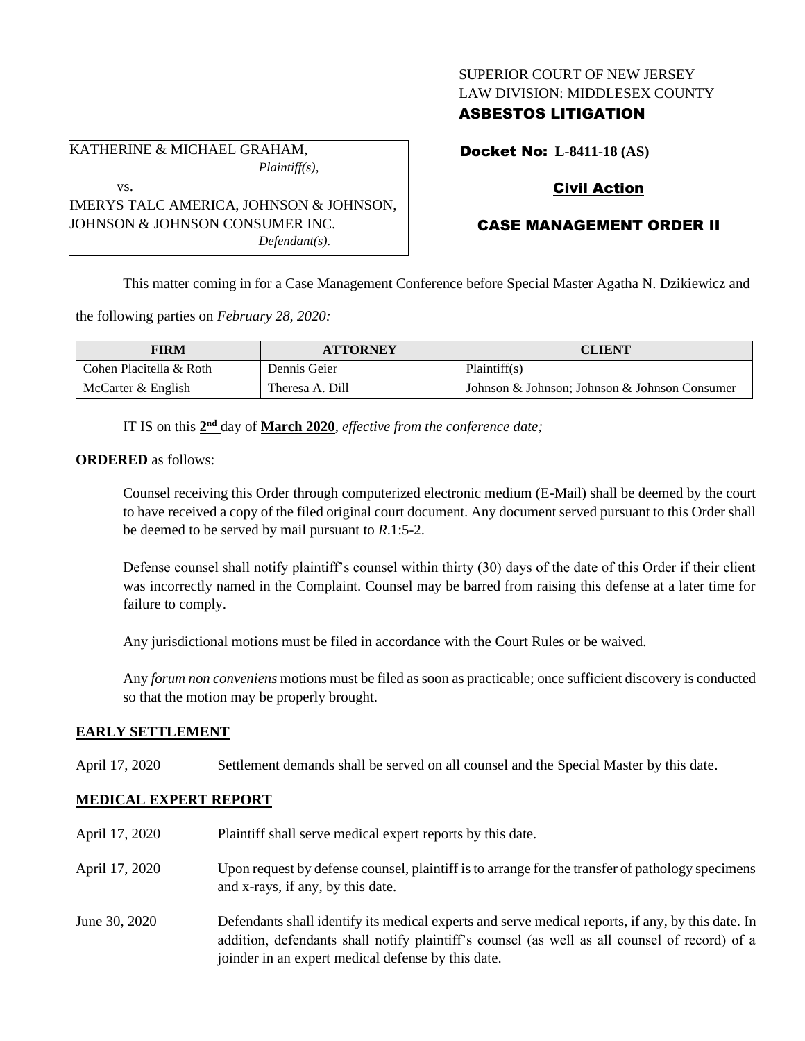SUPERIOR COURT OF NEW JERSEY
LAW DIVISION: MIDDLESEX COUNTY
**ASBESTOS LITIGATION**

KATHERINE & MICHAEL GRAHAM,
*Plaintiff(s),*

vs.

IMERYS TALC AMERICA, JOHNSON & JOHNSON, JOHNSON & JOHNSON CONSUMER INC.
*Defendant(s).*

**Docket No: L-8411-18 (AS)**

**Civil Action**

**CASE MANAGEMENT ORDER II**

This matter coming in for a Case Management Conference before Special Master Agatha N. Dzikiewicz and the following parties on *February 28, 2020:*

| FIRM | ATTORNEY | CLIENT |
|---|---|---|
| Cohen Placitella & Roth | Dennis Geier | Plaintiff(s) |
| McCarter & English | Theresa A. Dill | Johnson & Johnson; Johnson & Johnson Consumer |

IT IS on this **2nd** day of **March 2020**, *effective from the conference date;*

**ORDERED** as follows:

Counsel receiving this Order through computerized electronic medium (E-Mail) shall be deemed by the court to have received a copy of the filed original court document. Any document served pursuant to this Order shall be deemed to be served by mail pursuant to *R*.1:5-2.

Defense counsel shall notify plaintiff's counsel within thirty (30) days of the date of this Order if their client was incorrectly named in the Complaint. Counsel may be barred from raising this defense at a later time for failure to comply.

Any jurisdictional motions must be filed in accordance with the Court Rules or be waived.

Any *forum non conveniens* motions must be filed as soon as practicable; once sufficient discovery is conducted so that the motion may be properly brought.

**EARLY SETTLEMENT**

April 17, 2020 Settlement demands shall be served on all counsel and the Special Master by this date.

**MEDICAL EXPERT REPORT**

April 17, 2020 Plaintiff shall serve medical expert reports by this date.

April 17, 2020 Upon request by defense counsel, plaintiff is to arrange for the transfer of pathology specimens and x-rays, if any, by this date.

June 30, 2020 Defendants shall identify its medical experts and serve medical reports, if any, by this date. In addition, defendants shall notify plaintiff's counsel (as well as all counsel of record) of a joinder in an expert medical defense by this date.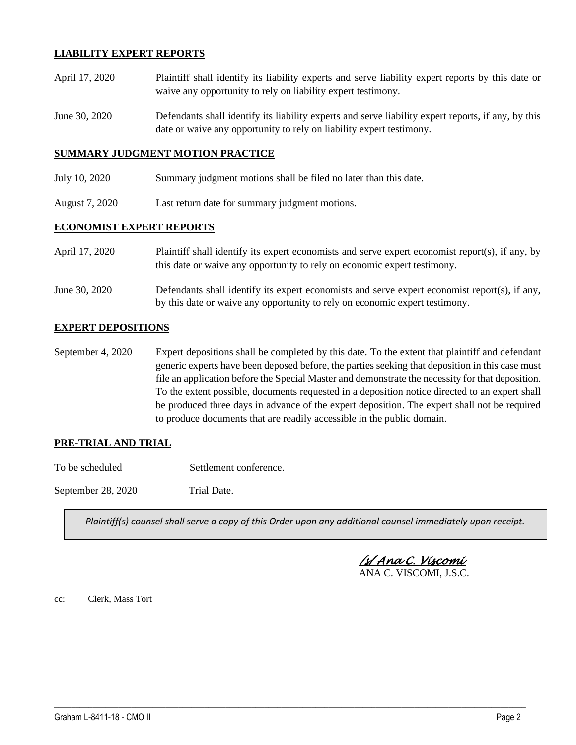**LIABILITY EXPERT REPORTS**

| | |
|---|---|
| April 17, 2020 | Plaintiff shall identify its liability experts and serve liability expert reports by this date or waive any opportunity to rely on liability expert testimony. |
| June 30, 2020 | Defendants shall identify its liability experts and serve liability expert reports, if any, by this date or waive any opportunity to rely on liability expert testimony. |

**SUMMARY JUDGMENT MOTION PRACTICE**

| | |
|---|---|
| July 10, 2020 | Summary judgment motions shall be filed no later than this date. |
| August 7, 2020 | Last return date for summary judgment motions. |

**ECONOMIST EXPERT REPORTS**

| | |
|---|---|
| April 17, 2020 | Plaintiff shall identify its expert economists and serve expert economist report(s), if any, by this date or waive any opportunity to rely on economic expert testimony. |
| June 30, 2020 | Defendants shall identify its expert economists and serve expert economist report(s), if any, by this date or waive any opportunity to rely on economic expert testimony. |

**EXPERT DEPOSITIONS**

| | |
|---|---|
| September 4, 2020 | Expert depositions shall be completed by this date. To the extent that plaintiff and defendant generic experts have been deposed before, the parties seeking that deposition in this case must file an application before the Special Master and demonstrate the necessity for that deposition. To the extent possible, documents requested in a deposition notice directed to an expert shall be produced three days in advance of the expert deposition. The expert shall not be required to produce documents that are readily accessible in the public domain. |

**PRE-TRIAL AND TRIAL**

| | |
|---|---|
| To be scheduled | Settlement conference. |
| September 28, 2020 | Trial Date. |

*Plaintiff(s) counsel shall serve a copy of this Order upon any additional counsel immediately upon receipt.*

*/s/ Ana C. Viscomi*
ANA C. VISCOMI, J.S.C.

cc: Clerk, Mass Tort